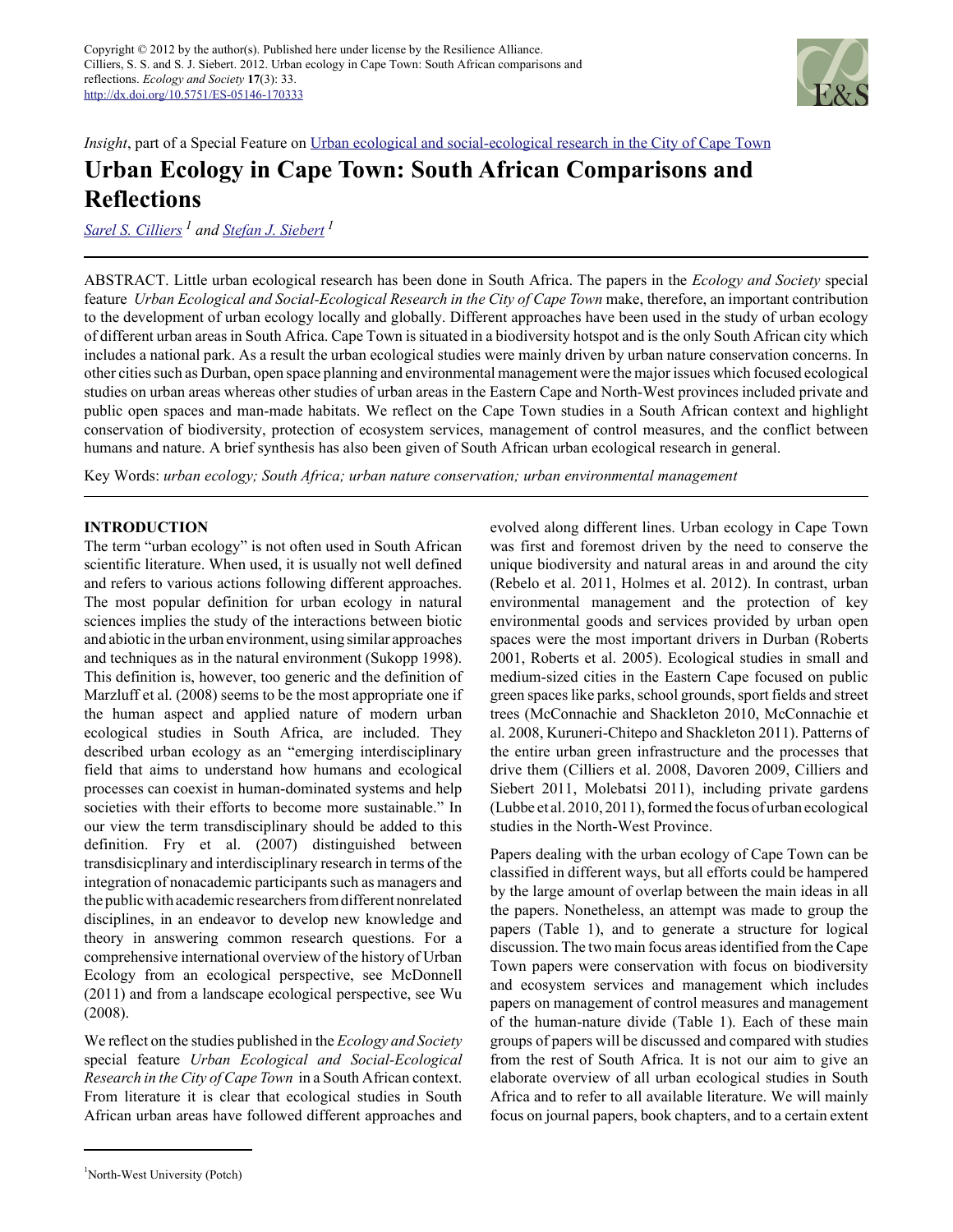Copyright © 2012 by the author(s). Published here under license by the Resilience Alliance.
Cilliers, S. S. and S. J. Siebert. 2012. Urban ecology in Cape Town: South African comparisons and reflections. *Ecology and Society* **17**(3): 33.
http://dx.doi.org/10.5751/ES-05146-170333

*Insight*, part of a Special Feature on Urban ecological and social-ecological research in the City of Cape Town

# Urban Ecology in Cape Town: South African Comparisons and Reflections

Sarel S. Cilliers [1] and Stefan J. Siebert [1]

ABSTRACT. Little urban ecological research has been done in South Africa. The papers in the *Ecology and Society* special feature *Urban Ecological and Social-Ecological Research in the City of Cape Town* make, therefore, an important contribution to the development of urban ecology locally and globally. Different approaches have been used in the study of urban ecology of different urban areas in South Africa. Cape Town is situated in a biodiversity hotspot and is the only South African city which includes a national park. As a result the urban ecological studies were mainly driven by urban nature conservation concerns. In other cities such as Durban, open space planning and environmental management were the major issues which focused ecological studies on urban areas whereas other studies of urban areas in the Eastern Cape and North-West provinces included private and public open spaces and man-made habitats. We reflect on the Cape Town studies in a South African context and highlight conservation of biodiversity, protection of ecosystem services, management of control measures, and the conflict between humans and nature. A brief synthesis has also been given of South African urban ecological research in general.

Key Words: *urban ecology; South Africa; urban nature conservation; urban environmental management*

## INTRODUCTION

The term "urban ecology" is not often used in South African scientific literature. When used, it is usually not well defined and refers to various actions following different approaches. The most popular definition for urban ecology in natural sciences implies the study of the interactions between biotic and abiotic in the urban environment, using similar approaches and techniques as in the natural environment (Sukopp 1998). This definition is, however, too generic and the definition of Marzluff et al. (2008) seems to be the most appropriate one if the human aspect and applied nature of modern urban ecological studies in South Africa, are included. They described urban ecology as an "emerging interdisciplinary field that aims to understand how humans and ecological processes can coexist in human-dominated systems and help societies with their efforts to become more sustainable." In our view the term transdisciplinary should be added to this definition. Fry et al. (2007) distinguished between transdisicplinary and interdisciplinary research in terms of the integration of nonacademic participants such as managers and the public with academic researchers from different nonrelated disciplines, in an endeavor to develop new knowledge and theory in answering common research questions. For a comprehensive international overview of the history of Urban Ecology from an ecological perspective, see McDonnell (2011) and from a landscape ecological perspective, see Wu (2008).

We reflect on the studies published in the *Ecology and Society* special feature *Urban Ecological and Social-Ecological Research in the City of Cape Town* in a South African context. From literature it is clear that ecological studies in South African urban areas have followed different approaches and evolved along different lines. Urban ecology in Cape Town was first and foremost driven by the need to conserve the unique biodiversity and natural areas in and around the city (Rebelo et al. 2011, Holmes et al. 2012). In contrast, urban environmental management and the protection of key environmental goods and services provided by urban open spaces were the most important drivers in Durban (Roberts 2001, Roberts et al. 2005). Ecological studies in small and medium-sized cities in the Eastern Cape focused on public green spaces like parks, school grounds, sport fields and street trees (McConnachie and Shackleton 2010, McConnachie et al. 2008, Kuruneri-Chitepo and Shackleton 2011). Patterns of the entire urban green infrastructure and the processes that drive them (Cilliers et al. 2008, Davoren 2009, Cilliers and Siebert 2011, Molebatsi 2011), including private gardens (Lubbe et al. 2010, 2011), formed the focus of urban ecological studies in the North-West Province.

Papers dealing with the urban ecology of Cape Town can be classified in different ways, but all efforts could be hampered by the large amount of overlap between the main ideas in all the papers. Nonetheless, an attempt was made to group the papers (Table 1), and to generate a structure for logical discussion. The two main focus areas identified from the Cape Town papers were conservation with focus on biodiversity and ecosystem services and management which includes papers on management of control measures and management of the human-nature divide (Table 1). Each of these main groups of papers will be discussed and compared with studies from the rest of South Africa. It is not our aim to give an elaborate overview of all urban ecological studies in South Africa and to refer to all available literature. We will mainly focus on journal papers, book chapters, and to a certain extent

[1] North-West University (Potch)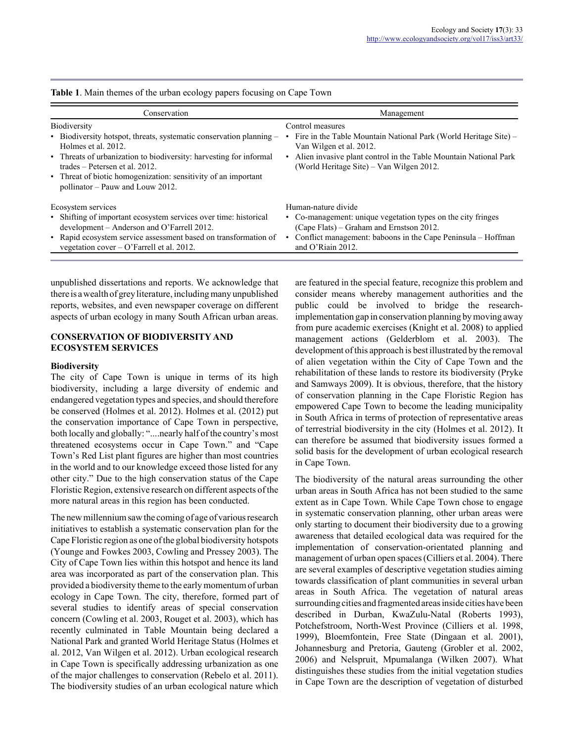**Table 1**. Main themes of the urban ecology papers focusing on Cape Town

| Conservation | Management |
|---|---|
| Biodiversity<br>• Biodiversity hotspot, threats, systematic conservation planning – Holmes et al. 2012.<br>• Threats of urbanization to biodiversity: harvesting for informal trades – Petersen et al. 2012.<br>• Threat of biotic homogenization: sensitivity of an important pollinator – Pauw and Louw 2012. | Control measures<br>• Fire in the Table Mountain National Park (World Heritage Site) – Van Wilgen et al. 2012.<br>• Alien invasive plant control in the Table Mountain National Park (World Heritage Site) – Van Wilgen 2012. |
| Ecosystem services<br>• Shifting of important ecosystem services over time: historical development – Anderson and O'Farrell 2012.<br>• Rapid ecosystem service assessment based on transformation of vegetation cover – O'Farrell et al. 2012. | Human-nature divide<br>• Co-management: unique vegetation types on the city fringes (Cape Flats) – Graham and Ernstson 2012.<br>• Conflict management: baboons in the Cape Peninsula – Hoffman and O'Riain 2012. |

unpublished dissertations and reports. We acknowledge that there is a wealth of grey literature, including many unpublished reports, websites, and even newspaper coverage on different aspects of urban ecology in many South African urban areas.

## CONSERVATION OF BIODIVERSITY AND ECOSYSTEM SERVICES

### Biodiversity

The city of Cape Town is unique in terms of its high biodiversity, including a large diversity of endemic and endangered vegetation types and species, and should therefore be conserved (Holmes et al. 2012). Holmes et al. (2012) put the conservation importance of Cape Town in perspective, both locally and globally: "....nearly half of the country's most threatened ecosystems occur in Cape Town." and "Cape Town's Red List plant figures are higher than most countries in the world and to our knowledge exceed those listed for any other city." Due to the high conservation status of the Cape Floristic Region, extensive research on different aspects of the more natural areas in this region has been conducted.

The new millennium saw the coming of age of various research initiatives to establish a systematic conservation plan for the Cape Floristic region as one of the global biodiversity hotspots (Younge and Fowkes 2003, Cowling and Pressey 2003). The City of Cape Town lies within this hotspot and hence its land area was incorporated as part of the conservation plan. This provided a biodiversity theme to the early momentum of urban ecology in Cape Town. The city, therefore, formed part of several studies to identify areas of special conservation concern (Cowling et al. 2003, Rouget et al. 2003), which has recently culminated in Table Mountain being declared a National Park and granted World Heritage Status (Holmes et al. 2012, Van Wilgen et al. 2012). Urban ecological research in Cape Town is specifically addressing urbanization as one of the major challenges to conservation (Rebelo et al. 2011). The biodiversity studies of an urban ecological nature which are featured in the special feature, recognize this problem and consider means whereby management authorities and the public could be involved to bridge the research-implementation gap in conservation planning by moving away from pure academic exercises (Knight et al. 2008) to applied management actions (Gelderblom et al. 2003). The development of this approach is best illustrated by the removal of alien vegetation within the City of Cape Town and the rehabilitation of these lands to restore its biodiversity (Pryke and Samways 2009). It is obvious, therefore, that the history of conservation planning in the Cape Floristic Region has empowered Cape Town to become the leading municipality in South Africa in terms of protection of representative areas of terrestrial biodiversity in the city (Holmes et al. 2012). It can therefore be assumed that biodiversity issues formed a solid basis for the development of urban ecological research in Cape Town.

The biodiversity of the natural areas surrounding the other urban areas in South Africa has not been studied to the same extent as in Cape Town. While Cape Town chose to engage in systematic conservation planning, other urban areas were only starting to document their biodiversity due to a growing awareness that detailed ecological data was required for the implementation of conservation-orientated planning and management of urban open spaces (Cilliers et al. 2004). There are several examples of descriptive vegetation studies aiming towards classification of plant communities in several urban areas in South Africa. The vegetation of natural areas surrounding cities and fragmented areas inside cities have been described in Durban, KwaZulu-Natal (Roberts 1993), Potchefstroom, North-West Province (Cilliers et al. 1998, 1999), Bloemfontein, Free State (Dingaan et al. 2001), Johannesburg and Pretoria, Gauteng (Grobler et al. 2002, 2006) and Nelspruit, Mpumalanga (Wilken 2007). What distinguishes these studies from the initial vegetation studies in Cape Town are the description of vegetation of disturbed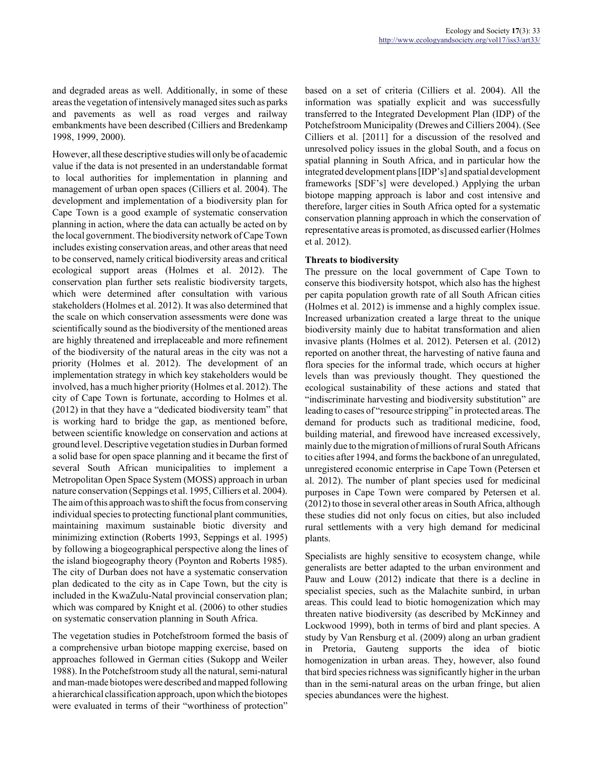and degraded areas as well. Additionally, in some of these areas the vegetation of intensively managed sites such as parks and pavements as well as road verges and railway embankments have been described (Cilliers and Bredenkamp 1998, 1999, 2000).

However, all these descriptive studies will only be of academic value if the data is not presented in an understandable format to local authorities for implementation in planning and management of urban open spaces (Cilliers et al. 2004). The development and implementation of a biodiversity plan for Cape Town is a good example of systematic conservation planning in action, where the data can actually be acted on by the local government. The biodiversity network of Cape Town includes existing conservation areas, and other areas that need to be conserved, namely critical biodiversity areas and critical ecological support areas (Holmes et al. 2012). The conservation plan further sets realistic biodiversity targets, which were determined after consultation with various stakeholders (Holmes et al. 2012). It was also determined that the scale on which conservation assessments were done was scientifically sound as the biodiversity of the mentioned areas are highly threatened and irreplaceable and more refinement of the biodiversity of the natural areas in the city was not a priority (Holmes et al. 2012). The development of an implementation strategy in which key stakeholders would be involved, has a much higher priority (Holmes et al. 2012). The city of Cape Town is fortunate, according to Holmes et al. (2012) in that they have a "dedicated biodiversity team" that is working hard to bridge the gap, as mentioned before, between scientific knowledge on conservation and actions at ground level. Descriptive vegetation studies in Durban formed a solid base for open space planning and it became the first of several South African municipalities to implement a Metropolitan Open Space System (MOSS) approach in urban nature conservation (Seppings et al. 1995, Cilliers et al. 2004). The aim of this approach was to shift the focus from conserving individual species to protecting functional plant communities, maintaining maximum sustainable biotic diversity and minimizing extinction (Roberts 1993, Seppings et al. 1995) by following a biogeographical perspective along the lines of the island biogeography theory (Poynton and Roberts 1985). The city of Durban does not have a systematic conservation plan dedicated to the city as in Cape Town, but the city is included in the KwaZulu-Natal provincial conservation plan; which was compared by Knight et al. (2006) to other studies on systematic conservation planning in South Africa.

The vegetation studies in Potchefstroom formed the basis of a comprehensive urban biotope mapping exercise, based on approaches followed in German cities (Sukopp and Weiler 1988). In the Potchefstroom study all the natural, semi-natural and man-made biotopes were described and mapped following a hierarchical classification approach, upon which the biotopes were evaluated in terms of their "worthiness of protection" based on a set of criteria (Cilliers et al. 2004). All the information was spatially explicit and was successfully transferred to the Integrated Development Plan (IDP) of the Potchefstroom Municipality (Drewes and Cilliers 2004). (See Cilliers et al. [2011] for a discussion of the resolved and unresolved policy issues in the global South, and a focus on spatial planning in South Africa, and in particular how the integrated development plans [IDP's] and spatial development frameworks [SDF's] were developed.) Applying the urban biotope mapping approach is labor and cost intensive and therefore, larger cities in South Africa opted for a systematic conservation planning approach in which the conservation of representative areas is promoted, as discussed earlier (Holmes et al. 2012).

**Threats to biodiversity**

The pressure on the local government of Cape Town to conserve this biodiversity hotspot, which also has the highest per capita population growth rate of all South African cities (Holmes et al. 2012) is immense and a highly complex issue. Increased urbanization created a large threat to the unique biodiversity mainly due to habitat transformation and alien invasive plants (Holmes et al. 2012). Petersen et al. (2012) reported on another threat, the harvesting of native fauna and flora species for the informal trade, which occurs at higher levels than was previously thought. They questioned the ecological sustainability of these actions and stated that "indiscriminate harvesting and biodiversity substitution" are leading to cases of "resource stripping" in protected areas. The demand for products such as traditional medicine, food, building material, and firewood have increased excessively, mainly due to the migration of millions of rural South Africans to cities after 1994, and forms the backbone of an unregulated, unregistered economic enterprise in Cape Town (Petersen et al. 2012). The number of plant species used for medicinal purposes in Cape Town were compared by Petersen et al. (2012) to those in several other areas in South Africa, although these studies did not only focus on cities, but also included rural settlements with a very high demand for medicinal plants.

Specialists are highly sensitive to ecosystem change, while generalists are better adapted to the urban environment and Pauw and Louw (2012) indicate that there is a decline in specialist species, such as the Malachite sunbird, in urban areas. This could lead to biotic homogenization which may threaten native biodiversity (as described by McKinney and Lockwood 1999), both in terms of bird and plant species. A study by Van Rensburg et al. (2009) along an urban gradient in Pretoria, Gauteng supports the idea of biotic homogenization in urban areas. They, however, also found that bird species richness was significantly higher in the urban than in the semi-natural areas on the urban fringe, but alien species abundances were the highest.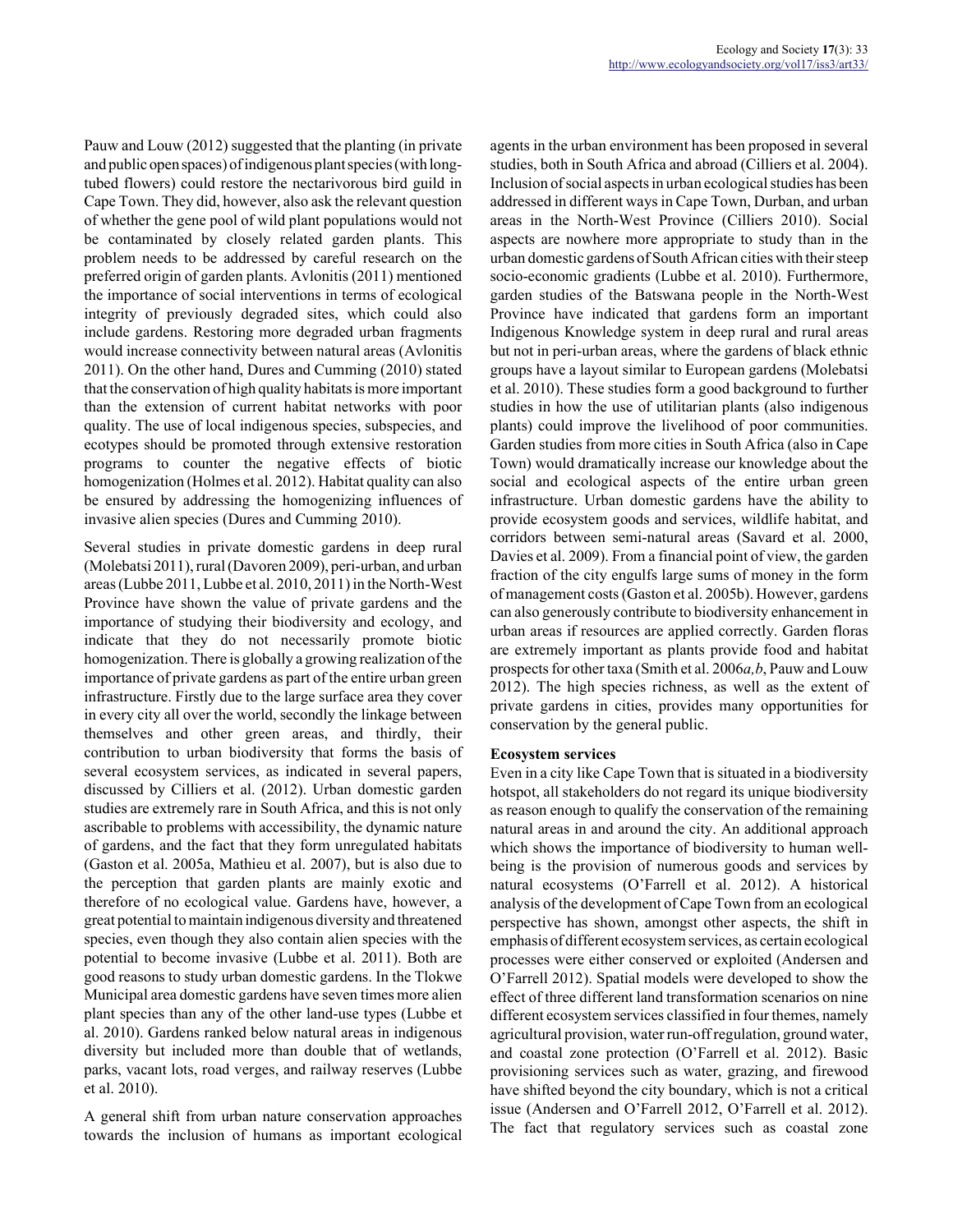Pauw and Louw (2012) suggested that the planting (in private and public open spaces) of indigenous plant species (with long-tubed flowers) could restore the nectarivorous bird guild in Cape Town. They did, however, also ask the relevant question of whether the gene pool of wild plant populations would not be contaminated by closely related garden plants. This problem needs to be addressed by careful research on the preferred origin of garden plants. Avlonitis (2011) mentioned the importance of social interventions in terms of ecological integrity of previously degraded sites, which could also include gardens. Restoring more degraded urban fragments would increase connectivity between natural areas (Avlonitis 2011). On the other hand, Dures and Cumming (2010) stated that the conservation of high quality habitats is more important than the extension of current habitat networks with poor quality. The use of local indigenous species, subspecies, and ecotypes should be promoted through extensive restoration programs to counter the negative effects of biotic homogenization (Holmes et al. 2012). Habitat quality can also be ensured by addressing the homogenizing influences of invasive alien species (Dures and Cumming 2010).

Several studies in private domestic gardens in deep rural (Molebatsi 2011), rural (Davoren 2009), peri-urban, and urban areas (Lubbe 2011, Lubbe et al. 2010, 2011) in the North-West Province have shown the value of private gardens and the importance of studying their biodiversity and ecology, and indicate that they do not necessarily promote biotic homogenization. There is globally a growing realization of the importance of private gardens as part of the entire urban green infrastructure. Firstly due to the large surface area they cover in every city all over the world, secondly the linkage between themselves and other green areas, and thirdly, their contribution to urban biodiversity that forms the basis of several ecosystem services, as indicated in several papers, discussed by Cilliers et al. (2012). Urban domestic garden studies are extremely rare in South Africa, and this is not only ascribable to problems with accessibility, the dynamic nature of gardens, and the fact that they form unregulated habitats (Gaston et al. 2005a, Mathieu et al. 2007), but is also due to the perception that garden plants are mainly exotic and therefore of no ecological value. Gardens have, however, a great potential to maintain indigenous diversity and threatened species, even though they also contain alien species with the potential to become invasive (Lubbe et al. 2011). Both are good reasons to study urban domestic gardens. In the Tlokwe Municipal area domestic gardens have seven times more alien plant species than any of the other land-use types (Lubbe et al. 2010). Gardens ranked below natural areas in indigenous diversity but included more than double that of wetlands, parks, vacant lots, road verges, and railway reserves (Lubbe et al. 2010).

A general shift from urban nature conservation approaches towards the inclusion of humans as important ecological agents in the urban environment has been proposed in several studies, both in South Africa and abroad (Cilliers et al. 2004). Inclusion of social aspects in urban ecological studies has been addressed in different ways in Cape Town, Durban, and urban areas in the North-West Province (Cilliers 2010). Social aspects are nowhere more appropriate to study than in the urban domestic gardens of South African cities with their steep socio-economic gradients (Lubbe et al. 2010). Furthermore, garden studies of the Batswana people in the North-West Province have indicated that gardens form an important Indigenous Knowledge system in deep rural and rural areas but not in peri-urban areas, where the gardens of black ethnic groups have a layout similar to European gardens (Molebatsi et al. 2010). These studies form a good background to further studies in how the use of utilitarian plants (also indigenous plants) could improve the livelihood of poor communities. Garden studies from more cities in South Africa (also in Cape Town) would dramatically increase our knowledge about the social and ecological aspects of the entire urban green infrastructure. Urban domestic gardens have the ability to provide ecosystem goods and services, wildlife habitat, and corridors between semi-natural areas (Savard et al. 2000, Davies et al. 2009). From a financial point of view, the garden fraction of the city engulfs large sums of money in the form of management costs (Gaston et al. 2005b). However, gardens can also generously contribute to biodiversity enhancement in urban areas if resources are applied correctly. Garden floras are extremely important as plants provide food and habitat prospects for other taxa (Smith et al. 2006*a,b*, Pauw and Louw 2012). The high species richness, as well as the extent of private gardens in cities, provides many opportunities for conservation by the general public.

**Ecosystem services**

Even in a city like Cape Town that is situated in a biodiversity hotspot, all stakeholders do not regard its unique biodiversity as reason enough to qualify the conservation of the remaining natural areas in and around the city. An additional approach which shows the importance of biodiversity to human well-being is the provision of numerous goods and services by natural ecosystems (O'Farrell et al. 2012). A historical analysis of the development of Cape Town from an ecological perspective has shown, amongst other aspects, the shift in emphasis of different ecosystem services, as certain ecological processes were either conserved or exploited (Andersen and O'Farrell 2012). Spatial models were developed to show the effect of three different land transformation scenarios on nine different ecosystem services classified in four themes, namely agricultural provision, water run-off regulation, ground water, and coastal zone protection (O'Farrell et al. 2012). Basic provisioning services such as water, grazing, and firewood have shifted beyond the city boundary, which is not a critical issue (Andersen and O'Farrell 2012, O'Farrell et al. 2012). The fact that regulatory services such as coastal zone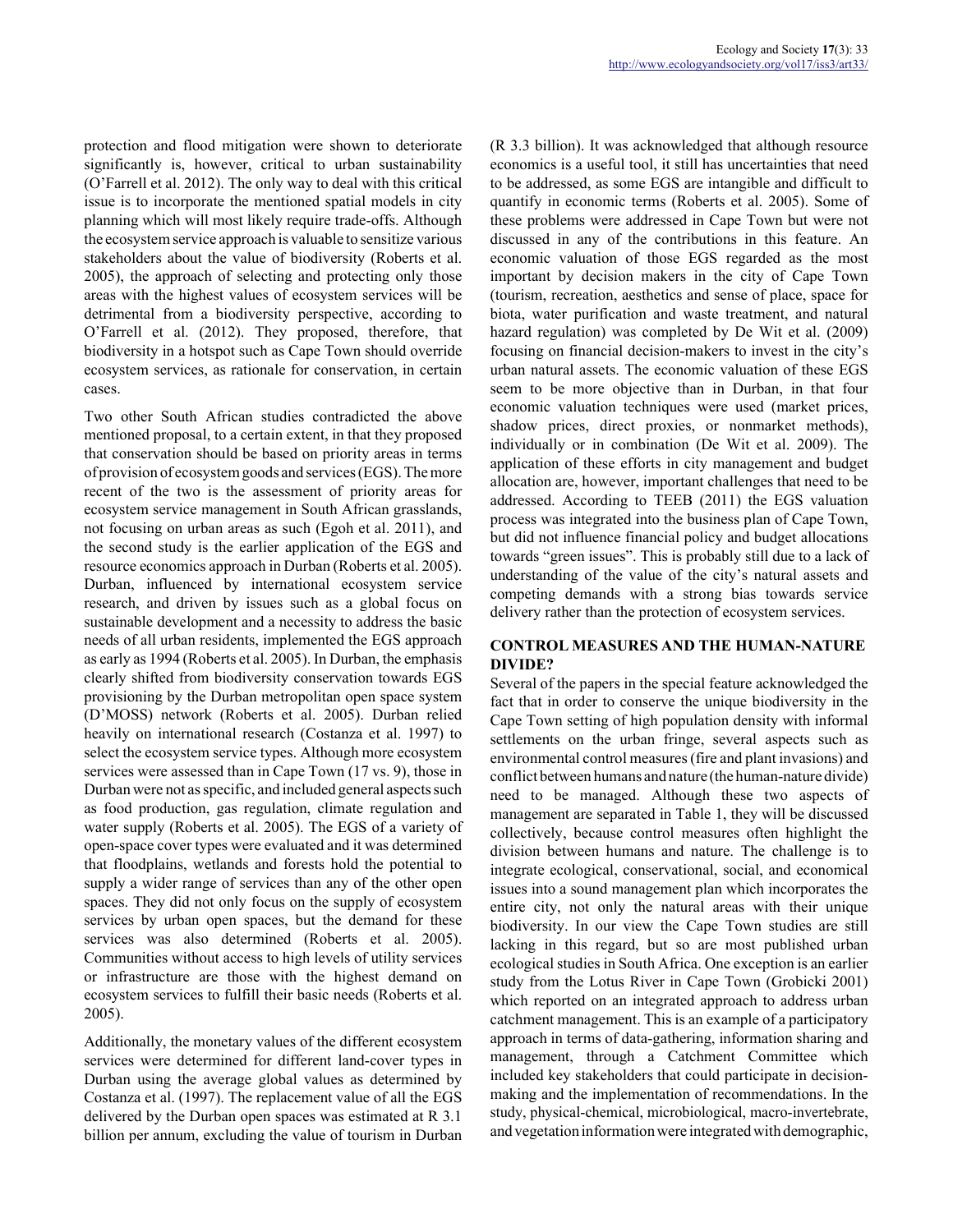protection and flood mitigation were shown to deteriorate significantly is, however, critical to urban sustainability (O'Farrell et al. 2012). The only way to deal with this critical issue is to incorporate the mentioned spatial models in city planning which will most likely require trade-offs. Although the ecosystem service approach is valuable to sensitize various stakeholders about the value of biodiversity (Roberts et al. 2005), the approach of selecting and protecting only those areas with the highest values of ecosystem services will be detrimental from a biodiversity perspective, according to O'Farrell et al. (2012). They proposed, therefore, that biodiversity in a hotspot such as Cape Town should override ecosystem services, as rationale for conservation, in certain cases.

Two other South African studies contradicted the above mentioned proposal, to a certain extent, in that they proposed that conservation should be based on priority areas in terms of provision of ecosystem goods and services (EGS). The more recent of the two is the assessment of priority areas for ecosystem service management in South African grasslands, not focusing on urban areas as such (Egoh et al. 2011), and the second study is the earlier application of the EGS and resource economics approach in Durban (Roberts et al. 2005). Durban, influenced by international ecosystem service research, and driven by issues such as a global focus on sustainable development and a necessity to address the basic needs of all urban residents, implemented the EGS approach as early as 1994 (Roberts et al. 2005). In Durban, the emphasis clearly shifted from biodiversity conservation towards EGS provisioning by the Durban metropolitan open space system (D'MOSS) network (Roberts et al. 2005). Durban relied heavily on international research (Costanza et al. 1997) to select the ecosystem service types. Although more ecosystem services were assessed than in Cape Town (17 vs. 9), those in Durban were not as specific, and included general aspects such as food production, gas regulation, climate regulation and water supply (Roberts et al. 2005). The EGS of a variety of open-space cover types were evaluated and it was determined that floodplains, wetlands and forests hold the potential to supply a wider range of services than any of the other open spaces. They did not only focus on the supply of ecosystem services by urban open spaces, but the demand for these services was also determined (Roberts et al. 2005). Communities without access to high levels of utility services or infrastructure are those with the highest demand on ecosystem services to fulfill their basic needs (Roberts et al. 2005).

Additionally, the monetary values of the different ecosystem services were determined for different land-cover types in Durban using the average global values as determined by Costanza et al. (1997). The replacement value of all the EGS delivered by the Durban open spaces was estimated at R 3.1 billion per annum, excluding the value of tourism in Durban (R 3.3 billion). It was acknowledged that although resource economics is a useful tool, it still has uncertainties that need to be addressed, as some EGS are intangible and difficult to quantify in economic terms (Roberts et al. 2005). Some of these problems were addressed in Cape Town but were not discussed in any of the contributions in this feature. An economic valuation of those EGS regarded as the most important by decision makers in the city of Cape Town (tourism, recreation, aesthetics and sense of place, space for biota, water purification and waste treatment, and natural hazard regulation) was completed by De Wit et al. (2009) focusing on financial decision-makers to invest in the city's urban natural assets. The economic valuation of these EGS seem to be more objective than in Durban, in that four economic valuation techniques were used (market prices, shadow prices, direct proxies, or nonmarket methods), individually or in combination (De Wit et al. 2009). The application of these efforts in city management and budget allocation are, however, important challenges that need to be addressed. According to TEEB (2011) the EGS valuation process was integrated into the business plan of Cape Town, but did not influence financial policy and budget allocations towards "green issues". This is probably still due to a lack of understanding of the value of the city's natural assets and competing demands with a strong bias towards service delivery rather than the protection of ecosystem services.

## CONTROL MEASURES AND THE HUMAN-NATURE DIVIDE?

Several of the papers in the special feature acknowledged the fact that in order to conserve the unique biodiversity in the Cape Town setting of high population density with informal settlements on the urban fringe, several aspects such as environmental control measures (fire and plant invasions) and conflict between humans and nature (the human-nature divide) need to be managed. Although these two aspects of management are separated in Table 1, they will be discussed collectively, because control measures often highlight the division between humans and nature. The challenge is to integrate ecological, conservational, social, and economical issues into a sound management plan which incorporates the entire city, not only the natural areas with their unique biodiversity. In our view the Cape Town studies are still lacking in this regard, but so are most published urban ecological studies in South Africa. One exception is an earlier study from the Lotus River in Cape Town (Grobicki 2001) which reported on an integrated approach to address urban catchment management. This is an example of a participatory approach in terms of data-gathering, information sharing and management, through a Catchment Committee which included key stakeholders that could participate in decision-making and the implementation of recommendations. In the study, physical-chemical, microbiological, macro-invertebrate, and vegetation information were integrated with demographic,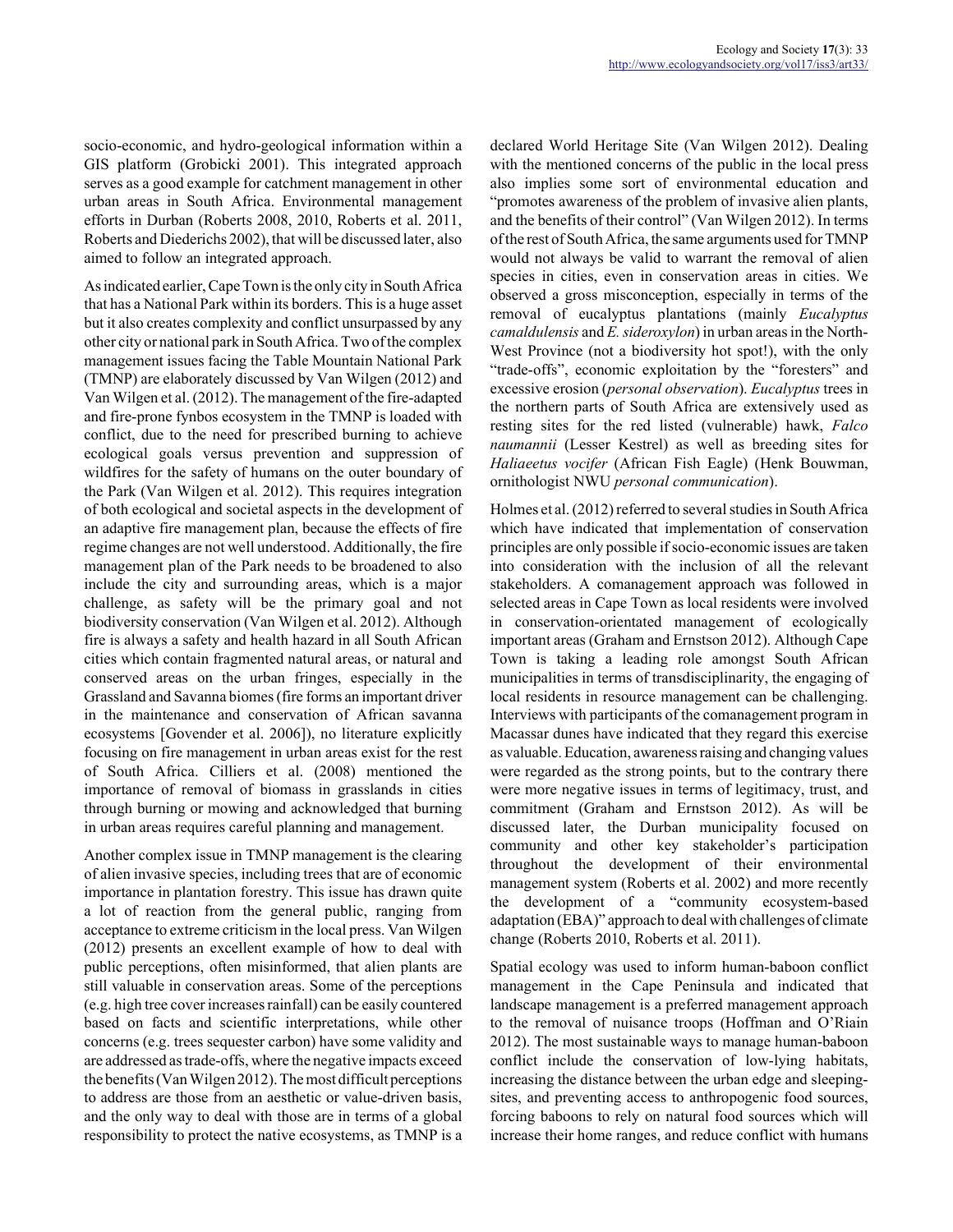socio-economic, and hydro-geological information within a GIS platform (Grobicki 2001). This integrated approach serves as a good example for catchment management in other urban areas in South Africa. Environmental management efforts in Durban (Roberts 2008, 2010, Roberts et al. 2011, Roberts and Diederichs 2002), that will be discussed later, also aimed to follow an integrated approach.

As indicated earlier, Cape Town is the only city in South Africa that has a National Park within its borders. This is a huge asset but it also creates complexity and conflict unsurpassed by any other city or national park in South Africa. Two of the complex management issues facing the Table Mountain National Park (TMNP) are elaborately discussed by Van Wilgen (2012) and Van Wilgen et al. (2012). The management of the fire-adapted and fire-prone fynbos ecosystem in the TMNP is loaded with conflict, due to the need for prescribed burning to achieve ecological goals versus prevention and suppression of wildfires for the safety of humans on the outer boundary of the Park (Van Wilgen et al. 2012). This requires integration of both ecological and societal aspects in the development of an adaptive fire management plan, because the effects of fire regime changes are not well understood. Additionally, the fire management plan of the Park needs to be broadened to also include the city and surrounding areas, which is a major challenge, as safety will be the primary goal and not biodiversity conservation (Van Wilgen et al. 2012). Although fire is always a safety and health hazard in all South African cities which contain fragmented natural areas, or natural and conserved areas on the urban fringes, especially in the Grassland and Savanna biomes (fire forms an important driver in the maintenance and conservation of African savanna ecosystems [Govender et al. 2006]), no literature explicitly focusing on fire management in urban areas exist for the rest of South Africa. Cilliers et al. (2008) mentioned the importance of removal of biomass in grasslands in cities through burning or mowing and acknowledged that burning in urban areas requires careful planning and management.

Another complex issue in TMNP management is the clearing of alien invasive species, including trees that are of economic importance in plantation forestry. This issue has drawn quite a lot of reaction from the general public, ranging from acceptance to extreme criticism in the local press. Van Wilgen (2012) presents an excellent example of how to deal with public perceptions, often misinformed, that alien plants are still valuable in conservation areas. Some of the perceptions (e.g. high tree cover increases rainfall) can be easily countered based on facts and scientific interpretations, while other concerns (e.g. trees sequester carbon) have some validity and are addressed as trade-offs, where the negative impacts exceed the benefits (Van Wilgen 2012). The most difficult perceptions to address are those from an aesthetic or value-driven basis, and the only way to deal with those are in terms of a global responsibility to protect the native ecosystems, as TMNP is a declared World Heritage Site (Van Wilgen 2012). Dealing with the mentioned concerns of the public in the local press also implies some sort of environmental education and "promotes awareness of the problem of invasive alien plants, and the benefits of their control" (Van Wilgen 2012). In terms of the rest of South Africa, the same arguments used for TMNP would not always be valid to warrant the removal of alien species in cities, even in conservation areas in cities. We observed a gross misconception, especially in terms of the removal of eucalyptus plantations (mainly *Eucalyptus camaldulensis* and *E. sideroxylon*) in urban areas in the North-West Province (not a biodiversity hot spot!), with the only "trade-offs", economic exploitation by the "foresters" and excessive erosion (*personal observation*). *Eucalyptus* trees in the northern parts of South Africa are extensively used as resting sites for the red listed (vulnerable) hawk, *Falco naumannii* (Lesser Kestrel) as well as breeding sites for *Haliaeetus vocifer* (African Fish Eagle) (Henk Bouwman, ornithologist NWU *personal communication*).

Holmes et al. (2012) referred to several studies in South Africa which have indicated that implementation of conservation principles are only possible if socio-economic issues are taken into consideration with the inclusion of all the relevant stakeholders. A comanagement approach was followed in selected areas in Cape Town as local residents were involved in conservation-orientated management of ecologically important areas (Graham and Ernstson 2012). Although Cape Town is taking a leading role amongst South African municipalities in terms of transdisciplinarity, the engaging of local residents in resource management can be challenging. Interviews with participants of the comanagement program in Macassar dunes have indicated that they regard this exercise as valuable. Education, awareness raising and changing values were regarded as the strong points, but to the contrary there were more negative issues in terms of legitimacy, trust, and commitment (Graham and Ernstson 2012). As will be discussed later, the Durban municipality focused on community and other key stakeholder's participation throughout the development of their environmental management system (Roberts et al. 2002) and more recently the development of a "community ecosystem-based adaptation (EBA)" approach to deal with challenges of climate change (Roberts 2010, Roberts et al. 2011).

Spatial ecology was used to inform human-baboon conflict management in the Cape Peninsula and indicated that landscape management is a preferred management approach to the removal of nuisance troops (Hoffman and O'Riain 2012). The most sustainable ways to manage human-baboon conflict include the conservation of low-lying habitats, increasing the distance between the urban edge and sleeping-sites, and preventing access to anthropogenic food sources, forcing baboons to rely on natural food sources which will increase their home ranges, and reduce conflict with humans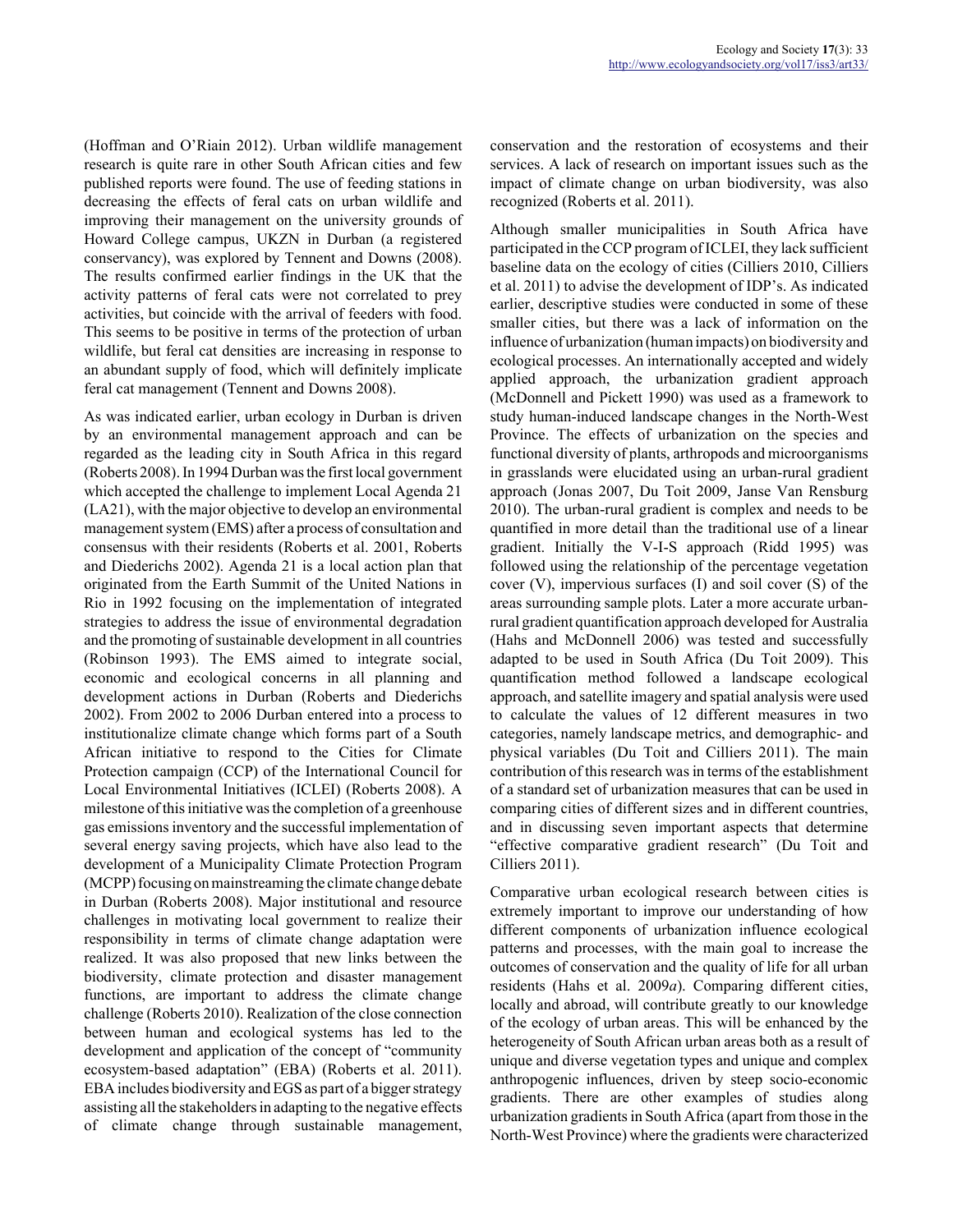(Hoffman and O'Riain 2012). Urban wildlife management research is quite rare in other South African cities and few published reports were found. The use of feeding stations in decreasing the effects of feral cats on urban wildlife and improving their management on the university grounds of Howard College campus, UKZN in Durban (a registered conservancy), was explored by Tennent and Downs (2008). The results confirmed earlier findings in the UK that the activity patterns of feral cats were not correlated to prey activities, but coincide with the arrival of feeders with food. This seems to be positive in terms of the protection of urban wildlife, but feral cat densities are increasing in response to an abundant supply of food, which will definitely implicate feral cat management (Tennent and Downs 2008).

As was indicated earlier, urban ecology in Durban is driven by an environmental management approach and can be regarded as the leading city in South Africa in this regard (Roberts 2008). In 1994 Durban was the first local government which accepted the challenge to implement Local Agenda 21 (LA21), with the major objective to develop an environmental management system (EMS) after a process of consultation and consensus with their residents (Roberts et al. 2001, Roberts and Diederichs 2002). Agenda 21 is a local action plan that originated from the Earth Summit of the United Nations in Rio in 1992 focusing on the implementation of integrated strategies to address the issue of environmental degradation and the promoting of sustainable development in all countries (Robinson 1993). The EMS aimed to integrate social, economic and ecological concerns in all planning and development actions in Durban (Roberts and Diederichs 2002). From 2002 to 2006 Durban entered into a process to institutionalize climate change which forms part of a South African initiative to respond to the Cities for Climate Protection campaign (CCP) of the International Council for Local Environmental Initiatives (ICLEI) (Roberts 2008). A milestone of this initiative was the completion of a greenhouse gas emissions inventory and the successful implementation of several energy saving projects, which have also lead to the development of a Municipality Climate Protection Program (MCPP) focusing on mainstreaming the climate change debate in Durban (Roberts 2008). Major institutional and resource challenges in motivating local government to realize their responsibility in terms of climate change adaptation were realized. It was also proposed that new links between the biodiversity, climate protection and disaster management functions, are important to address the climate change challenge (Roberts 2010). Realization of the close connection between human and ecological systems has led to the development and application of the concept of "community ecosystem-based adaptation" (EBA) (Roberts et al. 2011). EBA includes biodiversity and EGS as part of a bigger strategy assisting all the stakeholders in adapting to the negative effects of climate change through sustainable management, conservation and the restoration of ecosystems and their services. A lack of research on important issues such as the impact of climate change on urban biodiversity, was also recognized (Roberts et al. 2011).

Although smaller municipalities in South Africa have participated in the CCP program of ICLEI, they lack sufficient baseline data on the ecology of cities (Cilliers 2010, Cilliers et al. 2011) to advise the development of IDP's. As indicated earlier, descriptive studies were conducted in some of these smaller cities, but there was a lack of information on the influence of urbanization (human impacts) on biodiversity and ecological processes. An internationally accepted and widely applied approach, the urbanization gradient approach (McDonnell and Pickett 1990) was used as a framework to study human-induced landscape changes in the North-West Province. The effects of urbanization on the species and functional diversity of plants, arthropods and microorganisms in grasslands were elucidated using an urban-rural gradient approach (Jonas 2007, Du Toit 2009, Janse Van Rensburg 2010). The urban-rural gradient is complex and needs to be quantified in more detail than the traditional use of a linear gradient. Initially the V-I-S approach (Ridd 1995) was followed using the relationship of the percentage vegetation cover (V), impervious surfaces (I) and soil cover (S) of the areas surrounding sample plots. Later a more accurate urban-rural gradient quantification approach developed for Australia (Hahs and McDonnell 2006) was tested and successfully adapted to be used in South Africa (Du Toit 2009). This quantification method followed a landscape ecological approach, and satellite imagery and spatial analysis were used to calculate the values of 12 different measures in two categories, namely landscape metrics, and demographic- and physical variables (Du Toit and Cilliers 2011). The main contribution of this research was in terms of the establishment of a standard set of urbanization measures that can be used in comparing cities of different sizes and in different countries, and in discussing seven important aspects that determine "effective comparative gradient research" (Du Toit and Cilliers 2011).

Comparative urban ecological research between cities is extremely important to improve our understanding of how different components of urbanization influence ecological patterns and processes, with the main goal to increase the outcomes of conservation and the quality of life for all urban residents (Hahs et al. 2009*a*). Comparing different cities, locally and abroad, will contribute greatly to our knowledge of the ecology of urban areas. This will be enhanced by the heterogeneity of South African urban areas both as a result of unique and diverse vegetation types and unique and complex anthropogenic influences, driven by steep socio-economic gradients. There are other examples of studies along urbanization gradients in South Africa (apart from those in the North-West Province) where the gradients were characterized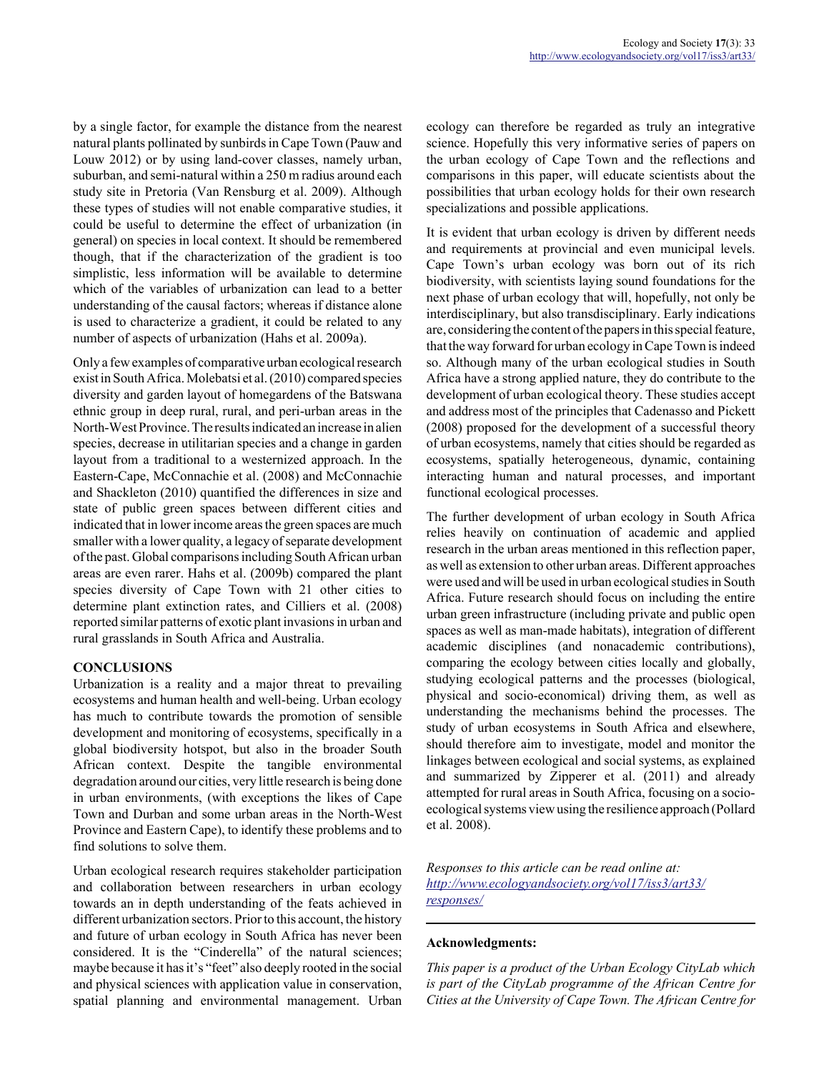by a single factor, for example the distance from the nearest natural plants pollinated by sunbirds in Cape Town (Pauw and Louw 2012) or by using land-cover classes, namely urban, suburban, and semi-natural within a 250 m radius around each study site in Pretoria (Van Rensburg et al. 2009). Although these types of studies will not enable comparative studies, it could be useful to determine the effect of urbanization (in general) on species in local context. It should be remembered though, that if the characterization of the gradient is too simplistic, less information will be available to determine which of the variables of urbanization can lead to a better understanding of the causal factors; whereas if distance alone is used to characterize a gradient, it could be related to any number of aspects of urbanization (Hahs et al. 2009a).

Only a few examples of comparative urban ecological research exist in South Africa. Molebatsi et al. (2010) compared species diversity and garden layout of homegardens of the Batswana ethnic group in deep rural, rural, and peri-urban areas in the North-West Province. The results indicated an increase in alien species, decrease in utilitarian species and a change in garden layout from a traditional to a westernized approach. In the Eastern-Cape, McConnachie et al. (2008) and McConnachie and Shackleton (2010) quantified the differences in size and state of public green spaces between different cities and indicated that in lower income areas the green spaces are much smaller with a lower quality, a legacy of separate development of the past. Global comparisons including South African urban areas are even rarer. Hahs et al. (2009b) compared the plant species diversity of Cape Town with 21 other cities to determine plant extinction rates, and Cilliers et al. (2008) reported similar patterns of exotic plant invasions in urban and rural grasslands in South Africa and Australia.

## CONCLUSIONS

Urbanization is a reality and a major threat to prevailing ecosystems and human health and well-being. Urban ecology has much to contribute towards the promotion of sensible development and monitoring of ecosystems, specifically in a global biodiversity hotspot, but also in the broader South African context. Despite the tangible environmental degradation around our cities, very little research is being done in urban environments, (with exceptions the likes of Cape Town and Durban and some urban areas in the North-West Province and Eastern Cape), to identify these problems and to find solutions to solve them.

Urban ecological research requires stakeholder participation and collaboration between researchers in urban ecology towards an in depth understanding of the feats achieved in different urbanization sectors. Prior to this account, the history and future of urban ecology in South Africa has never been considered. It is the "Cinderella" of the natural sciences; maybe because it has it's "feet" also deeply rooted in the social and physical sciences with application value in conservation, spatial planning and environmental management. Urban ecology can therefore be regarded as truly an integrative science. Hopefully this very informative series of papers on the urban ecology of Cape Town and the reflections and comparisons in this paper, will educate scientists about the possibilities that urban ecology holds for their own research specializations and possible applications.

It is evident that urban ecology is driven by different needs and requirements at provincial and even municipal levels. Cape Town's urban ecology was born out of its rich biodiversity, with scientists laying sound foundations for the next phase of urban ecology that will, hopefully, not only be interdisciplinary, but also transdisciplinary. Early indications are, considering the content of the papers in this special feature, that the way forward for urban ecology in Cape Town is indeed so. Although many of the urban ecological studies in South Africa have a strong applied nature, they do contribute to the development of urban ecological theory. These studies accept and address most of the principles that Cadenasso and Pickett (2008) proposed for the development of a successful theory of urban ecosystems, namely that cities should be regarded as ecosystems, spatially heterogeneous, dynamic, containing interacting human and natural processes, and important functional ecological processes.

The further development of urban ecology in South Africa relies heavily on continuation of academic and applied research in the urban areas mentioned in this reflection paper, as well as extension to other urban areas. Different approaches were used and will be used in urban ecological studies in South Africa. Future research should focus on including the entire urban green infrastructure (including private and public open spaces as well as man-made habitats), integration of different academic disciplines (and nonacademic contributions), comparing the ecology between cities locally and globally, studying ecological patterns and the processes (biological, physical and socio-economical) driving them, as well as understanding the mechanisms behind the processes. The study of urban ecosystems in South Africa and elsewhere, should therefore aim to investigate, model and monitor the linkages between ecological and social systems, as explained and summarized by Zipperer et al. (2011) and already attempted for rural areas in South Africa, focusing on a socio-ecological systems view using the resilience approach (Pollard et al. 2008).

*Responses to this article can be read online at: http://www.ecologyandsociety.org/vol17/iss3/art33/responses/*

---

**Acknowledgments:**

*This paper is a product of the Urban Ecology CityLab which is part of the CityLab programme of the African Centre for Cities at the University of Cape Town. The African Centre for*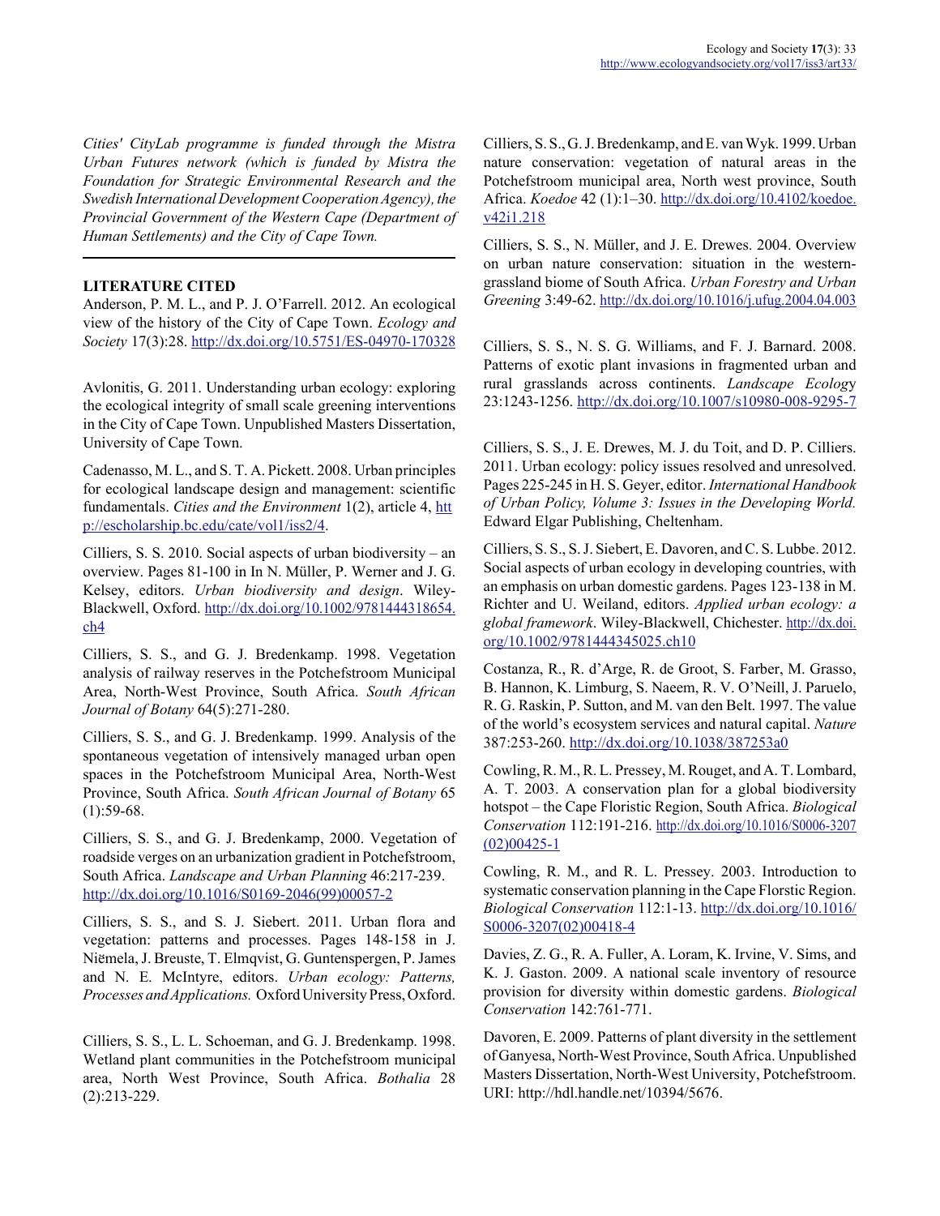*Cities' CityLab programme is funded through the Mistra Urban Futures network (which is funded by Mistra the Foundation for Strategic Environmental Research and the Swedish International Development Cooperation Agency), the Provincial Government of the Western Cape (Department of Human Settlements) and the City of Cape Town.*

## LITERATURE CITED

Anderson, P. M. L., and P. J. O'Farrell. 2012. An ecological view of the history of the City of Cape Town. *Ecology and Society* 17(3):28. http://dx.doi.org/10.5751/ES-04970-170328

Avlonitis, G. 2011. Understanding urban ecology: exploring the ecological integrity of small scale greening interventions in the City of Cape Town. Unpublished Masters Dissertation, University of Cape Town.

Cadenasso, M. L., and S. T. A. Pickett. 2008. Urban principles for ecological landscape design and management: scientific fundamentals. *Cities and the Environment* 1(2), article 4, http://escholarship.bc.edu/cate/vol1/iss2/4.

Cilliers, S. S. 2010. Social aspects of urban biodiversity – an overview. Pages 81-100 in In N. Müller, P. Werner and J. G. Kelsey, editors. *Urban biodiversity and design*. Wiley-Blackwell, Oxford. http://dx.doi.org/10.1002/9781444318654.ch4

Cilliers, S. S., and G. J. Bredenkamp. 1998. Vegetation analysis of railway reserves in the Potchefstroom Municipal Area, North-West Province, South Africa. *South African Journal of Botany* 64(5):271-280.

Cilliers, S. S., and G. J. Bredenkamp. 1999. Analysis of the spontaneous vegetation of intensively managed urban open spaces in the Potchefstroom Municipal Area, North-West Province, South Africa. *South African Journal of Botany* 65 (1):59-68.

Cilliers, S. S., and G. J. Bredenkamp, 2000. Vegetation of roadside verges on an urbanization gradient in Potchefstroom, South Africa. *Landscape and Urban Planning* 46:217-239. http://dx.doi.org/10.1016/S0169-2046(99)00057-2

Cilliers, S. S., and S. J. Siebert. 2011. Urban flora and vegetation: patterns and processes. Pages 148-158 in J. Niëmela, J. Breuste, T. Elmqvist, G. Guntenspergen, P. James and N. E. McIntyre, editors. *Urban ecology: Patterns, Processes and Applications.* Oxford University Press, Oxford.

Cilliers, S. S., L. L. Schoeman, and G. J. Bredenkamp. 1998. Wetland plant communities in the Potchefstroom municipal area, North West Province, South Africa. *Bothalia* 28 (2):213-229.

Cilliers, S. S., G. J. Bredenkamp, and E. van Wyk. 1999. Urban nature conservation: vegetation of natural areas in the Potchefstroom municipal area, North west province, South Africa. *Koedoe* 42 (1):1–30. http://dx.doi.org/10.4102/koedoe.v42i1.218

Cilliers, S. S., N. Müller, and J. E. Drewes. 2004. Overview on urban nature conservation: situation in the western-grassland biome of South Africa. *Urban Forestry and Urban Greening* 3:49-62. http://dx.doi.org/10.1016/j.ufug.2004.04.003

Cilliers, S. S., N. S. G. Williams, and F. J. Barnard. 2008. Patterns of exotic plant invasions in fragmented urban and rural grasslands across continents. *Landscape Ecology* 23:1243-1256. http://dx.doi.org/10.1007/s10980-008-9295-7

Cilliers, S. S., J. E. Drewes, M. J. du Toit, and D. P. Cilliers. 2011. Urban ecology: policy issues resolved and unresolved. Pages 225-245 in H. S. Geyer, editor. *International Handbook of Urban Policy, Volume 3: Issues in the Developing World.* Edward Elgar Publishing, Cheltenham.

Cilliers, S. S., S. J. Siebert, E. Davoren, and C. S. Lubbe. 2012. Social aspects of urban ecology in developing countries, with an emphasis on urban domestic gardens. Pages 123-138 in M. Richter and U. Weiland, editors. *Applied urban ecology: a global framework*. Wiley-Blackwell, Chichester. http://dx.doi.org/10.1002/9781444345025.ch10

Costanza, R., R. d'Arge, R. de Groot, S. Farber, M. Grasso, B. Hannon, K. Limburg, S. Naeem, R. V. O'Neill, J. Paruelo, R. G. Raskin, P. Sutton, and M. van den Belt. 1997. The value of the world's ecosystem services and natural capital. *Nature* 387:253-260. http://dx.doi.org/10.1038/387253a0

Cowling, R. M., R. L. Pressey, M. Rouget, and A. T. Lombard, A. T. 2003. A conservation plan for a global biodiversity hotspot – the Cape Floristic Region, South Africa. *Biological Conservation* 112:191-216. http://dx.doi.org/10.1016/S0006-3207(02)00425-1

Cowling, R. M., and R. L. Pressey. 2003. Introduction to systematic conservation planning in the Cape Florstic Region. *Biological Conservation* 112:1-13. http://dx.doi.org/10.1016/S0006-3207(02)00418-4

Davies, Z. G., R. A. Fuller, A. Loram, K. Irvine, V. Sims, and K. J. Gaston. 2009. A national scale inventory of resource provision for diversity within domestic gardens. *Biological Conservation* 142:761-771.

Davoren, E. 2009. Patterns of plant diversity in the settlement of Ganyesa, North-West Province, South Africa. Unpublished Masters Dissertation, North-West University, Potchefstroom. URI: http://hdl.handle.net/10394/5676.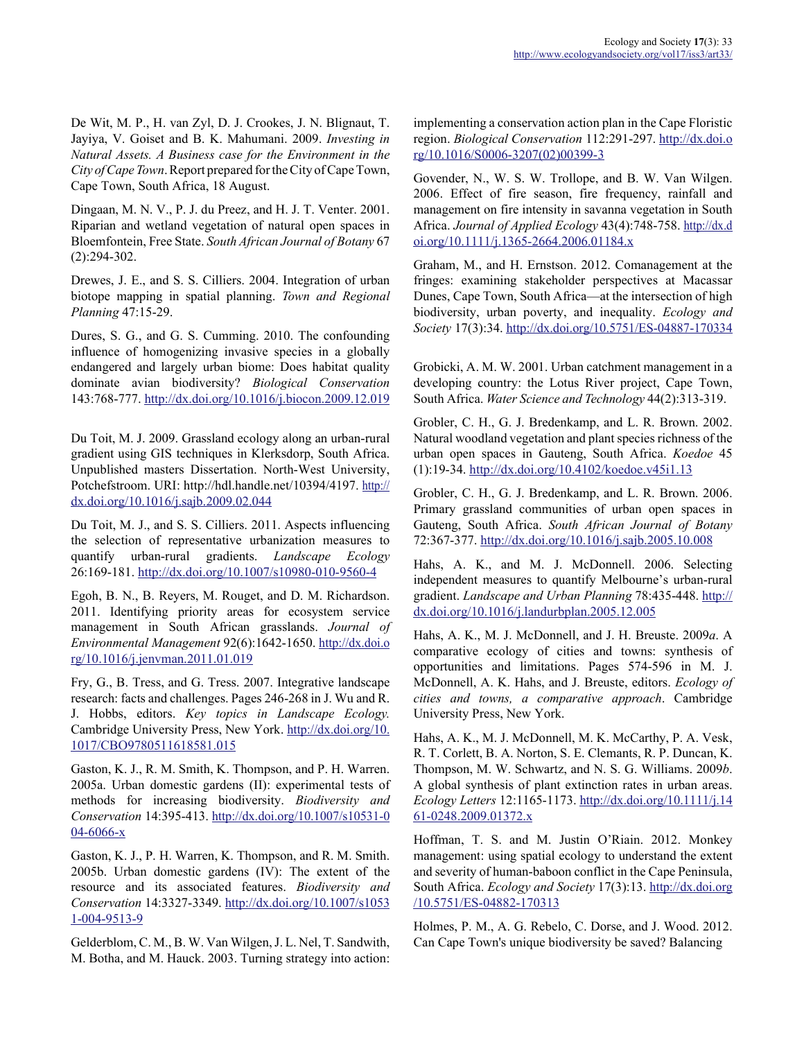De Wit, M. P., H. van Zyl, D. J. Crookes, J. N. Blignaut, T. Jayiya, V. Goiset and B. K. Mahumani. 2009. *Investing in Natural Assets. A Business case for the Environment in the City of Cape Town*. Report prepared for the City of Cape Town, Cape Town, South Africa, 18 August.

Dingaan, M. N. V., P. J. du Preez, and H. J. T. Venter. 2001. Riparian and wetland vegetation of natural open spaces in Bloemfontein, Free State. *South African Journal of Botany* 67 (2):294-302.

Drewes, J. E., and S. S. Cilliers. 2004. Integration of urban biotope mapping in spatial planning. *Town and Regional Planning* 47:15-29.

Dures, S. G., and G. S. Cumming. 2010. The confounding influence of homogenizing invasive species in a globally endangered and largely urban biome: Does habitat quality dominate avian biodiversity? *Biological Conservation* 143:768-777. http://dx.doi.org/10.1016/j.biocon.2009.12.019

Du Toit, M. J. 2009. Grassland ecology along an urban-rural gradient using GIS techniques in Klerksdorp, South Africa. Unpublished masters Dissertation. North-West University, Potchefstroom. URI: http://hdl.handle.net/10394/4197. http://dx.doi.org/10.1016/j.sajb.2009.02.044

Du Toit, M. J., and S. S. Cilliers. 2011. Aspects influencing the selection of representative urbanization measures to quantify urban-rural gradients. *Landscape Ecology* 26:169-181. http://dx.doi.org/10.1007/s10980-010-9560-4

Egoh, B. N., B. Reyers, M. Rouget, and D. M. Richardson. 2011. Identifying priority areas for ecosystem service management in South African grasslands. *Journal of Environmental Management* 92(6):1642-1650. http://dx.doi.org/10.1016/j.jenvman.2011.01.019

Fry, G., B. Tress, and G. Tress. 2007. Integrative landscape research: facts and challenges. Pages 246-268 in J. Wu and R. J. Hobbs, editors. *Key topics in Landscape Ecology.* Cambridge University Press, New York. http://dx.doi.org/10.1017/CBO9780511618581.015

Gaston, K. J., R. M. Smith, K. Thompson, and P. H. Warren. 2005a. Urban domestic gardens (II): experimental tests of methods for increasing biodiversity. *Biodiversity and Conservation* 14:395-413. http://dx.doi.org/10.1007/s10531-004-6066-x

Gaston, K. J., P. H. Warren, K. Thompson, and R. M. Smith. 2005b. Urban domestic gardens (IV): The extent of the resource and its associated features. *Biodiversity and Conservation* 14:3327-3349. http://dx.doi.org/10.1007/s10531-004-9513-9

Gelderblom, C. M., B. W. Van Wilgen, J. L. Nel, T. Sandwith, M. Botha, and M. Hauck. 2003. Turning strategy into action: implementing a conservation action plan in the Cape Floristic region. *Biological Conservation* 112:291-297. http://dx.doi.org/10.1016/S0006-3207(02)00399-3

Govender, N., W. S. W. Trollope, and B. W. Van Wilgen. 2006. Effect of fire season, fire frequency, rainfall and management on fire intensity in savanna vegetation in South Africa. *Journal of Applied Ecology* 43(4):748-758. http://dx.doi.org/10.1111/j.1365-2664.2006.01184.x

Graham, M., and H. Ernstson. 2012. Comanagement at the fringes: examining stakeholder perspectives at Macassar Dunes, Cape Town, South Africa—at the intersection of high biodiversity, urban poverty, and inequality. *Ecology and Society* 17(3):34. http://dx.doi.org/10.5751/ES-04887-170334

Grobicki, A. M. W. 2001. Urban catchment management in a developing country: the Lotus River project, Cape Town, South Africa. *Water Science and Technology* 44(2):313-319.

Grobler, C. H., G. J. Bredenkamp, and L. R. Brown. 2002. Natural woodland vegetation and plant species richness of the urban open spaces in Gauteng, South Africa. *Koedoe* 45 (1):19-34. http://dx.doi.org/10.4102/koedoe.v45i1.13

Grobler, C. H., G. J. Bredenkamp, and L. R. Brown. 2006. Primary grassland communities of urban open spaces in Gauteng, South Africa. *South African Journal of Botany* 72:367-377. http://dx.doi.org/10.1016/j.sajb.2005.10.008

Hahs, A. K., and M. J. McDonnell. 2006. Selecting independent measures to quantify Melbourne's urban-rural gradient. *Landscape and Urban Planning* 78:435-448. http://dx.doi.org/10.1016/j.landurbplan.2005.12.005

Hahs, A. K., M. J. McDonnell, and J. H. Breuste. 2009*a*. A comparative ecology of cities and towns: synthesis of opportunities and limitations. Pages 574-596 in M. J. McDonnell, A. K. Hahs, and J. Breuste, editors. *Ecology of cities and towns, a comparative approach*. Cambridge University Press, New York.

Hahs, A. K., M. J. McDonnell, M. K. McCarthy, P. A. Vesk, R. T. Corlett, B. A. Norton, S. E. Clemants, R. P. Duncan, K. Thompson, M. W. Schwartz, and N. S. G. Williams. 2009*b*. A global synthesis of plant extinction rates in urban areas. *Ecology Letters* 12:1165-1173. http://dx.doi.org/10.1111/j.1461-0248.2009.01372.x

Hoffman, T. S. and M. Justin O'Riain. 2012. Monkey management: using spatial ecology to understand the extent and severity of human-baboon conflict in the Cape Peninsula, South Africa. *Ecology and Society* 17(3):13. http://dx.doi.org/10.5751/ES-04882-170313

Holmes, P. M., A. G. Rebelo, C. Dorse, and J. Wood. 2012. Can Cape Town's unique biodiversity be saved? Balancing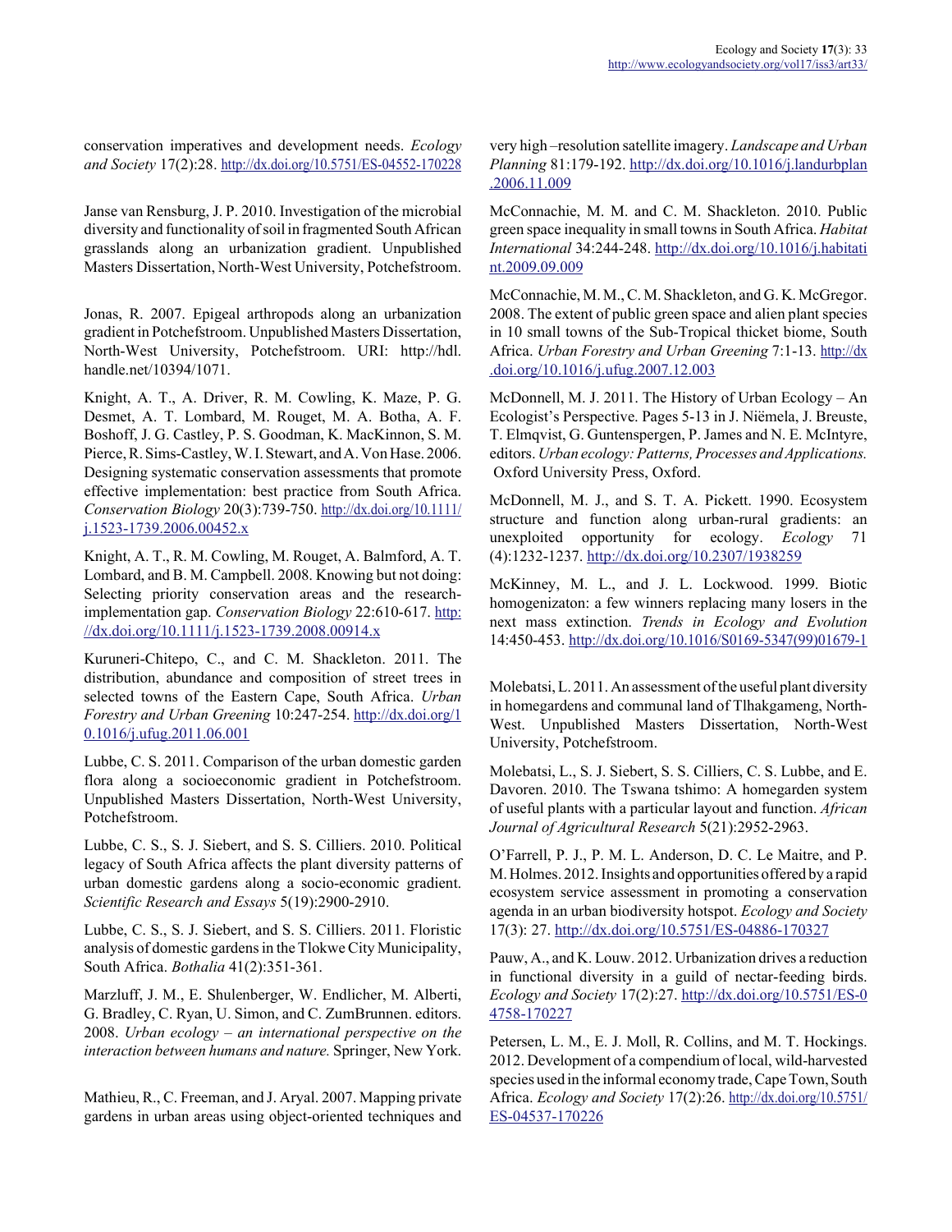conservation imperatives and development needs. *Ecology and Society* 17(2):28. http://dx.doi.org/10.5751/ES-04552-170228

Janse van Rensburg, J. P. 2010. Investigation of the microbial diversity and functionality of soil in fragmented South African grasslands along an urbanization gradient. Unpublished Masters Dissertation, North-West University, Potchefstroom.

Jonas, R. 2007. Epigeal arthropods along an urbanization gradient in Potchefstroom. Unpublished Masters Dissertation, North-West University, Potchefstroom. URI: http://hdl.handle.net/10394/1071.

Knight, A. T., A. Driver, R. M. Cowling, K. Maze, P. G. Desmet, A. T. Lombard, M. Rouget, M. A. Botha, A. F. Boshoff, J. G. Castley, P. S. Goodman, K. MacKinnon, S. M. Pierce, R. Sims-Castley, W. I. Stewart, and A. Von Hase. 2006. Designing systematic conservation assessments that promote effective implementation: best practice from South Africa. *Conservation Biology* 20(3):739-750. http://dx.doi.org/10.1111/j.1523-1739.2006.00452.x

Knight, A. T., R. M. Cowling, M. Rouget, A. Balmford, A. T. Lombard, and B. M. Campbell. 2008. Knowing but not doing: Selecting priority conservation areas and the research-implementation gap. *Conservation Biology* 22:610-617. http://dx.doi.org/10.1111/j.1523-1739.2008.00914.x

Kuruneri-Chitepo, C., and C. M. Shackleton. 2011. The distribution, abundance and composition of street trees in selected towns of the Eastern Cape, South Africa. *Urban Forestry and Urban Greening* 10:247-254. http://dx.doi.org/10.1016/j.ufug.2011.06.001

Lubbe, C. S. 2011. Comparison of the urban domestic garden flora along a socioeconomic gradient in Potchefstroom. Unpublished Masters Dissertation, North-West University, Potchefstroom.

Lubbe, C. S., S. J. Siebert, and S. S. Cilliers. 2010. Political legacy of South Africa affects the plant diversity patterns of urban domestic gardens along a socio-economic gradient. *Scientific Research and Essays* 5(19):2900-2910.

Lubbe, C. S., S. J. Siebert, and S. S. Cilliers. 2011. Floristic analysis of domestic gardens in the Tlokwe City Municipality, South Africa. *Bothalia* 41(2):351-361.

Marzluff, J. M., E. Shulenberger, W. Endlicher, M. Alberti, G. Bradley, C. Ryan, U. Simon, and C. ZumBrunnen. editors. 2008. *Urban ecology – an international perspective on the interaction between humans and nature.* Springer, New York.

Mathieu, R., C. Freeman, and J. Aryal. 2007. Mapping private gardens in urban areas using object-oriented techniques and very high –resolution satellite imagery. *Landscape and Urban Planning* 81:179-192. http://dx.doi.org/10.1016/j.landurbplan.2006.11.009

McConnachie, M. M. and C. M. Shackleton. 2010. Public green space inequality in small towns in South Africa. *Habitat International* 34:244-248. http://dx.doi.org/10.1016/j.habitatint.2009.09.009

McConnachie, M. M., C. M. Shackleton, and G. K. McGregor. 2008. The extent of public green space and alien plant species in 10 small towns of the Sub-Tropical thicket biome, South Africa. *Urban Forestry and Urban Greening* 7:1-13. http://dx.doi.org/10.1016/j.ufug.2007.12.003

McDonnell, M. J. 2011. The History of Urban Ecology – An Ecologist's Perspective. Pages 5-13 in J. Niëmela, J. Breuste, T. Elmqvist, G. Guntenspergen, P. James and N. E. McIntyre, editors. *Urban ecology: Patterns, Processes and Applications.* Oxford University Press, Oxford.

McDonnell, M. J., and S. T. A. Pickett. 1990. Ecosystem structure and function along urban-rural gradients: an unexploited opportunity for ecology. *Ecology* 71 (4):1232-1237. http://dx.doi.org/10.2307/1938259

McKinney, M. L., and J. L. Lockwood. 1999. Biotic homogenization: a few winners replacing many losers in the next mass extinction. *Trends in Ecology and Evolution* 14:450-453. http://dx.doi.org/10.1016/S0169-5347(99)01679-1

Molebatsi, L. 2011. An assessment of the useful plant diversity in homegardens and communal land of Tlhakgameng, North-West. Unpublished Masters Dissertation, North-West University, Potchefstroom.

Molebatsi, L., S. J. Siebert, S. S. Cilliers, C. S. Lubbe, and E. Davoren. 2010. The Tswana tshimo: A homegarden system of useful plants with a particular layout and function. *African Journal of Agricultural Research* 5(21):2952-2963.

O'Farrell, P. J., P. M. L. Anderson, D. C. Le Maitre, and P. M. Holmes. 2012. Insights and opportunities offered by a rapid ecosystem service assessment in promoting a conservation agenda in an urban biodiversity hotspot. *Ecology and Society* 17(3): 27. http://dx.doi.org/10.5751/ES-04886-170327

Pauw, A., and K. Louw. 2012. Urbanization drives a reduction in functional diversity in a guild of nectar-feeding birds. *Ecology and Society* 17(2):27. http://dx.doi.org/10.5751/ES-04758-170227

Petersen, L. M., E. J. Moll, R. Collins, and M. T. Hockings. 2012. Development of a compendium of local, wild-harvested species used in the informal economy trade, Cape Town, South Africa. *Ecology and Society* 17(2):26. http://dx.doi.org/10.5751/ES-04537-170226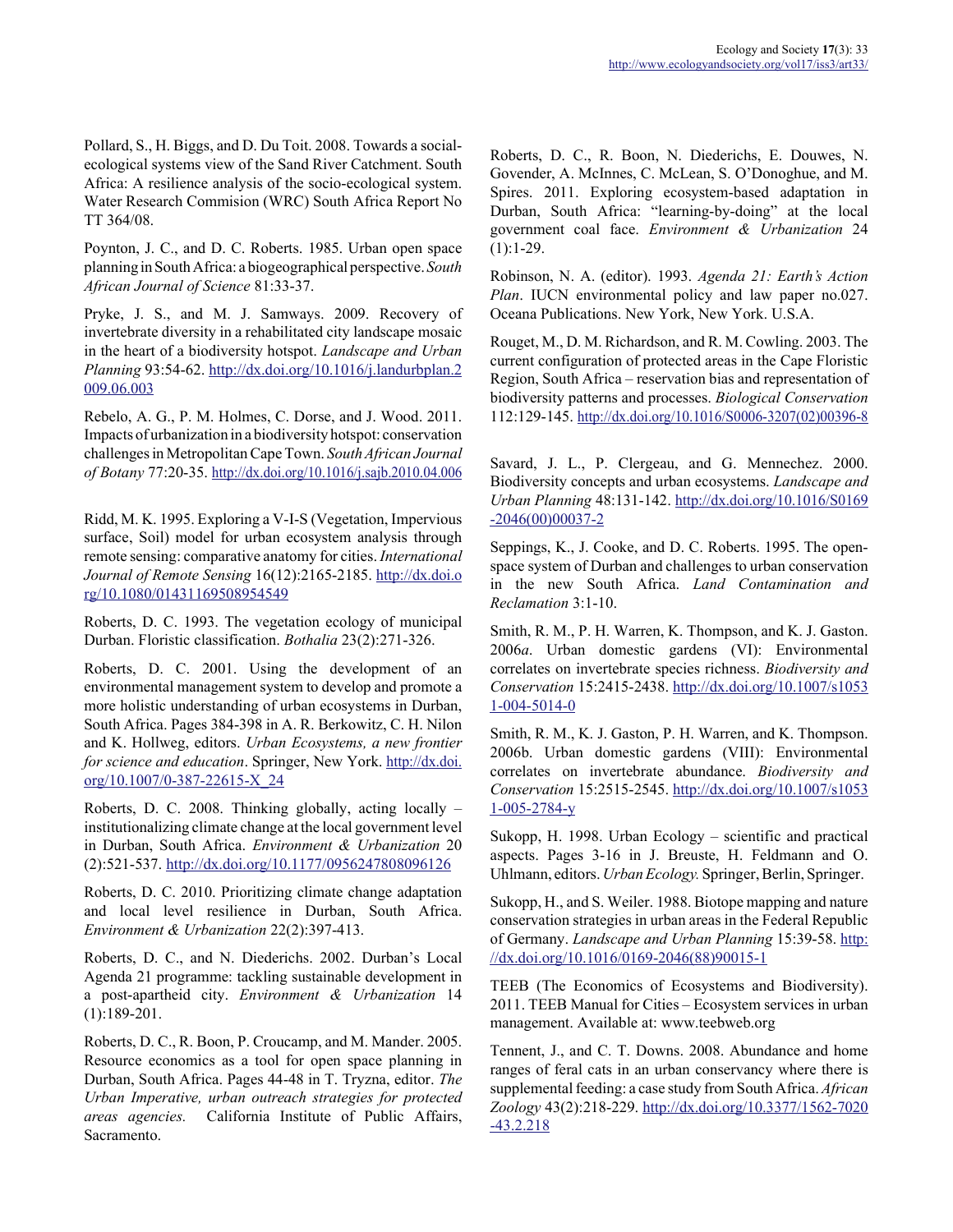Pollard, S., H. Biggs, and D. Du Toit. 2008. Towards a social-ecological systems view of the Sand River Catchment. South Africa: A resilience analysis of the socio-ecological system. Water Research Commision (WRC) South Africa Report No TT 364/08.

Poynton, J. C., and D. C. Roberts. 1985. Urban open space planning in South Africa: a biogeographical perspective. *South African Journal of Science* 81:33-37.

Pryke, J. S., and M. J. Samways. 2009. Recovery of invertebrate diversity in a rehabilitated city landscape mosaic in the heart of a biodiversity hotspot. *Landscape and Urban Planning* 93:54-62. http://dx.doi.org/10.1016/j.landurbplan.2009.06.003

Rebelo, A. G., P. M. Holmes, C. Dorse, and J. Wood. 2011. Impacts of urbanization in a biodiversity hotspot: conservation challenges in Metropolitan Cape Town. *South African Journal of Botany* 77:20-35. http://dx.doi.org/10.1016/j.sajb.2010.04.006

Ridd, M. K. 1995. Exploring a V-I-S (Vegetation, Impervious surface, Soil) model for urban ecosystem analysis through remote sensing: comparative anatomy for cities. *International Journal of Remote Sensing* 16(12):2165-2185. http://dx.doi.org/10.1080/01431169508954549

Roberts, D. C. 1993. The vegetation ecology of municipal Durban. Floristic classification. *Bothalia* 23(2):271-326.

Roberts, D. C. 2001. Using the development of an environmental management system to develop and promote a more holistic understanding of urban ecosystems in Durban, South Africa. Pages 384-398 in A. R. Berkowitz, C. H. Nilon and K. Hollweg, editors. *Urban Ecosystems, a new frontier for science and education*. Springer, New York. http://dx.doi.org/10.1007/0-387-22615-X_24

Roberts, D. C. 2008. Thinking globally, acting locally – institutionalizing climate change at the local government level in Durban, South Africa. *Environment & Urbanization* 20 (2):521-537. http://dx.doi.org/10.1177/0956247808096126

Roberts, D. C. 2010. Prioritizing climate change adaptation and local level resilience in Durban, South Africa. *Environment & Urbanization* 22(2):397-413.

Roberts, D. C., and N. Diederichs. 2002. Durban's Local Agenda 21 programme: tackling sustainable development in a post-apartheid city. *Environment & Urbanization* 14 (1):189-201.

Roberts, D. C., R. Boon, P. Croucamp, and M. Mander. 2005. Resource economics as a tool for open space planning in Durban, South Africa. Pages 44-48 in T. Tryzna, editor. *The Urban Imperative, urban outreach strategies for protected areas agencies.* California Institute of Public Affairs, Sacramento.

Roberts, D. C., R. Boon, N. Diederichs, E. Douwes, N. Govender, A. McInnes, C. McLean, S. O'Donoghue, and M. Spires. 2011. Exploring ecosystem-based adaptation in Durban, South Africa: "learning-by-doing" at the local government coal face. *Environment & Urbanization* 24 (1):1-29.

Robinson, N. A. (editor). 1993. *Agenda 21: Earth's Action Plan*. IUCN environmental policy and law paper no.027. Oceana Publications. New York, New York. U.S.A.

Rouget, M., D. M. Richardson, and R. M. Cowling. 2003. The current configuration of protected areas in the Cape Floristic Region, South Africa – reservation bias and representation of biodiversity patterns and processes. *Biological Conservation* 112:129-145. http://dx.doi.org/10.1016/S0006-3207(02)00396-8

Savard, J. L., P. Clergeau, and G. Mennechez. 2000. Biodiversity concepts and urban ecosystems. *Landscape and Urban Planning* 48:131-142. http://dx.doi.org/10.1016/S0169-2046(00)00037-2

Seppings, K., J. Cooke, and D. C. Roberts. 1995. The open-space system of Durban and challenges to urban conservation in the new South Africa. *Land Contamination and Reclamation* 3:1-10.

Smith, R. M., P. H. Warren, K. Thompson, and K. J. Gaston. 2006*a*. Urban domestic gardens (VI): Environmental correlates on invertebrate species richness. *Biodiversity and Conservation* 15:2415-2438. http://dx.doi.org/10.1007/s10531-004-5014-0

Smith, R. M., K. J. Gaston, P. H. Warren, and K. Thompson. 2006b. Urban domestic gardens (VIII): Environmental correlates on invertebrate abundance. *Biodiversity and Conservation* 15:2515-2545. http://dx.doi.org/10.1007/s10531-005-2784-y

Sukopp, H. 1998. Urban Ecology – scientific and practical aspects. Pages 3-16 in J. Breuste, H. Feldmann and O. Uhlmann, editors. *Urban Ecology.* Springer, Berlin, Springer.

Sukopp, H., and S. Weiler. 1988. Biotope mapping and nature conservation strategies in urban areas in the Federal Republic of Germany. *Landscape and Urban Planning* 15:39-58. http://dx.doi.org/10.1016/0169-2046(88)90015-1

TEEB (The Economics of Ecosystems and Biodiversity). 2011. TEEB Manual for Cities – Ecosystem services in urban management. Available at: www.teebweb.org

Tennent, J., and C. T. Downs. 2008. Abundance and home ranges of feral cats in an urban conservancy where there is supplemental feeding: a case study from South Africa. *African Zoology* 43(2):218-229. http://dx.doi.org/10.3377/1562-7020-43.2.218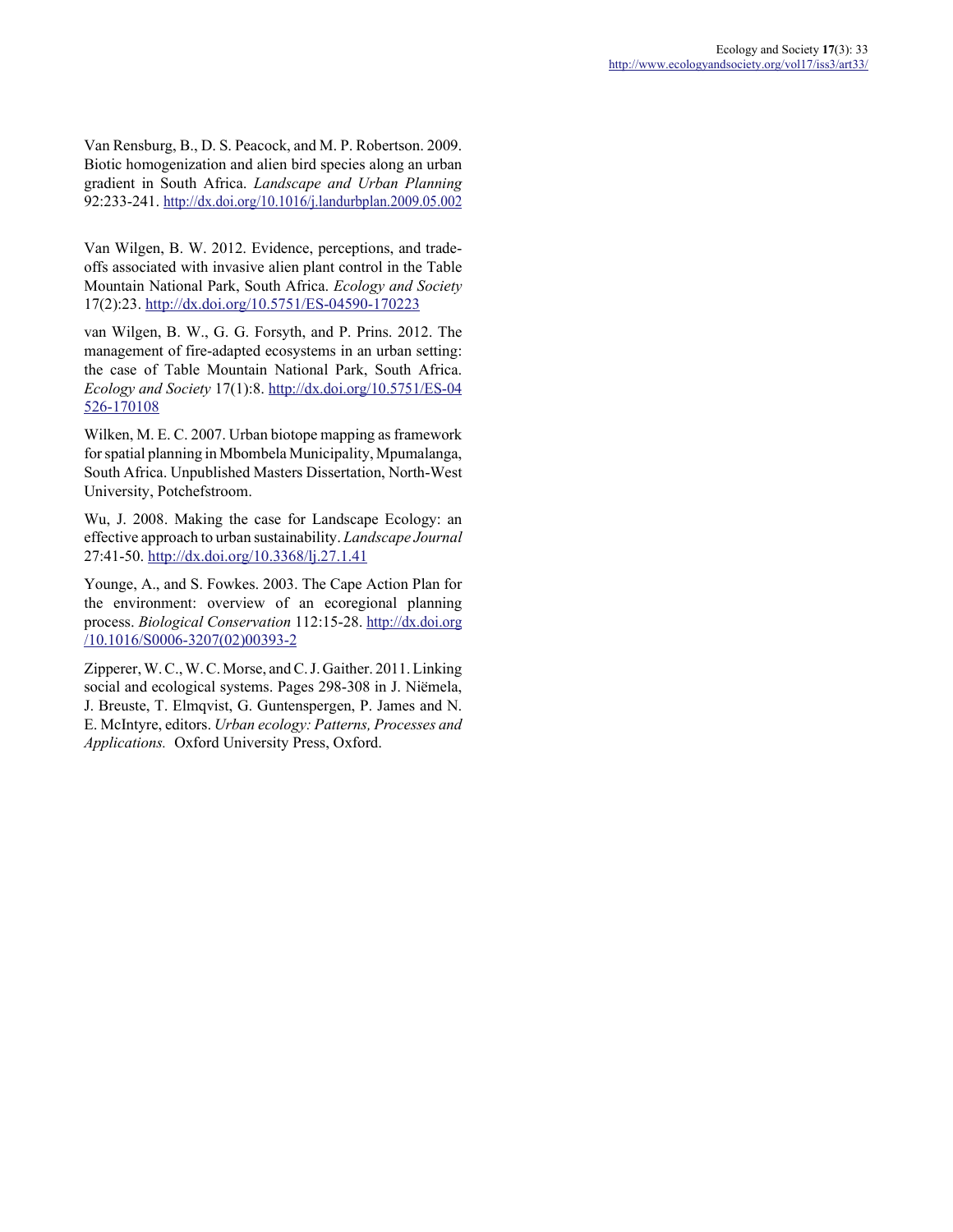Van Rensburg, B., D. S. Peacock, and M. P. Robertson. 2009. Biotic homogenization and alien bird species along an urban gradient in South Africa. *Landscape and Urban Planning* 92:233-241. http://dx.doi.org/10.1016/j.landurbplan.2009.05.002

Van Wilgen, B. W. 2012. Evidence, perceptions, and trade-offs associated with invasive alien plant control in the Table Mountain National Park, South Africa. *Ecology and Society* 17(2):23. http://dx.doi.org/10.5751/ES-04590-170223

van Wilgen, B. W., G. G. Forsyth, and P. Prins. 2012. The management of fire-adapted ecosystems in an urban setting: the case of Table Mountain National Park, South Africa. *Ecology and Society* 17(1):8. http://dx.doi.org/10.5751/ES-04526-170108

Wilken, M. E. C. 2007. Urban biotope mapping as framework for spatial planning in Mbombela Municipality, Mpumalanga, South Africa. Unpublished Masters Dissertation, North-West University, Potchefstroom.

Wu, J. 2008. Making the case for Landscape Ecology: an effective approach to urban sustainability. *Landscape Journal* 27:41-50. http://dx.doi.org/10.3368/lj.27.1.41

Younge, A., and S. Fowkes. 2003. The Cape Action Plan for the environment: overview of an ecoregional planning process. *Biological Conservation* 112:15-28. http://dx.doi.org/10.1016/S0006-3207(02)00393-2

Zipperer, W. C., W. C. Morse, and C. J. Gaither. 2011. Linking social and ecological systems. Pages 298-308 in J. Niëmela, J. Breuste, T. Elmqvist, G. Guntenspergen, P. James and N. E. McIntyre, editors. *Urban ecology: Patterns, Processes and Applications.* Oxford University Press, Oxford.